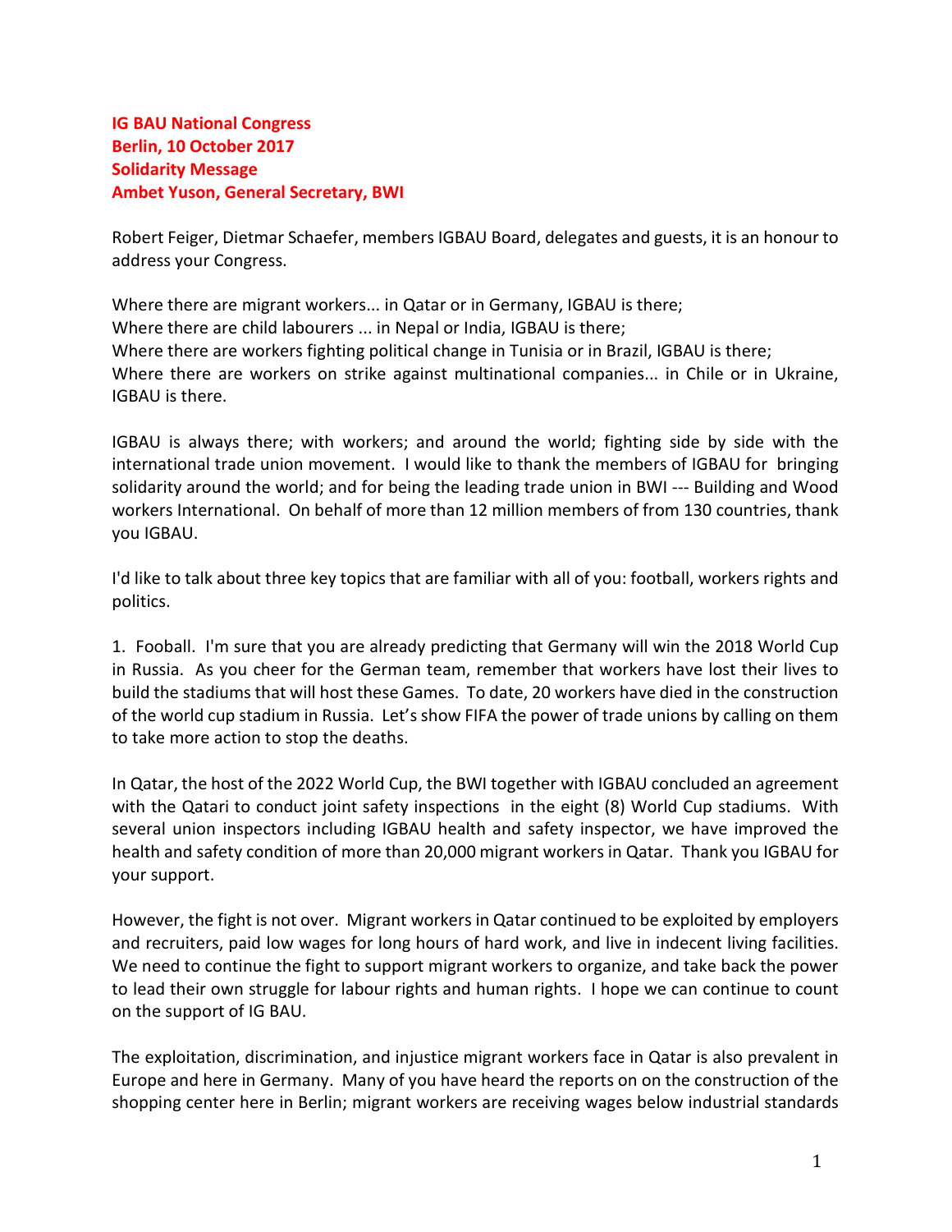**IG BAU National Congress**
**Berlin, 10 October 2017**
**Solidarity Message**
**Ambet Yuson, General Secretary, BWI**

Robert Feiger, Dietmar Schaefer, members IGBAU Board, delegates and guests, it is an honour to address your Congress.

Where there are migrant workers... in Qatar or in Germany, IGBAU is there;
Where there are child labourers ... in Nepal or India, IGBAU is there;
Where there are workers fighting political change in Tunisia or in Brazil, IGBAU is there;
Where there are workers on strike against multinational companies... in Chile or in Ukraine, IGBAU is there.

IGBAU is always there; with workers; and around the world; fighting side by side with the international trade union movement. I would like to thank the members of IGBAU for bringing solidarity around the world; and for being the leading trade union in BWI --- Building and Wood workers International. On behalf of more than 12 million members of from 130 countries, thank you IGBAU.

I'd like to talk about three key topics that are familiar with all of you: football, workers rights and politics.

1. Fooball. I'm sure that you are already predicting that Germany will win the 2018 World Cup in Russia. As you cheer for the German team, remember that workers have lost their lives to build the stadiums that will host these Games. To date, 20 workers have died in the construction of the world cup stadium in Russia. Let's show FIFA the power of trade unions by calling on them to take more action to stop the deaths.

In Qatar, the host of the 2022 World Cup, the BWI together with IGBAU concluded an agreement with the Qatari to conduct joint safety inspections in the eight (8) World Cup stadiums. With several union inspectors including IGBAU health and safety inspector, we have improved the health and safety condition of more than 20,000 migrant workers in Qatar. Thank you IGBAU for your support.

However, the fight is not over. Migrant workers in Qatar continued to be exploited by employers and recruiters, paid low wages for long hours of hard work, and live in indecent living facilities. We need to continue the fight to support migrant workers to organize, and take back the power to lead their own struggle for labour rights and human rights. I hope we can continue to count on the support of IG BAU.

The exploitation, discrimination, and injustice migrant workers face in Qatar is also prevalent in Europe and here in Germany. Many of you have heard the reports on on the construction of the shopping center here in Berlin; migrant workers are receiving wages below industrial standards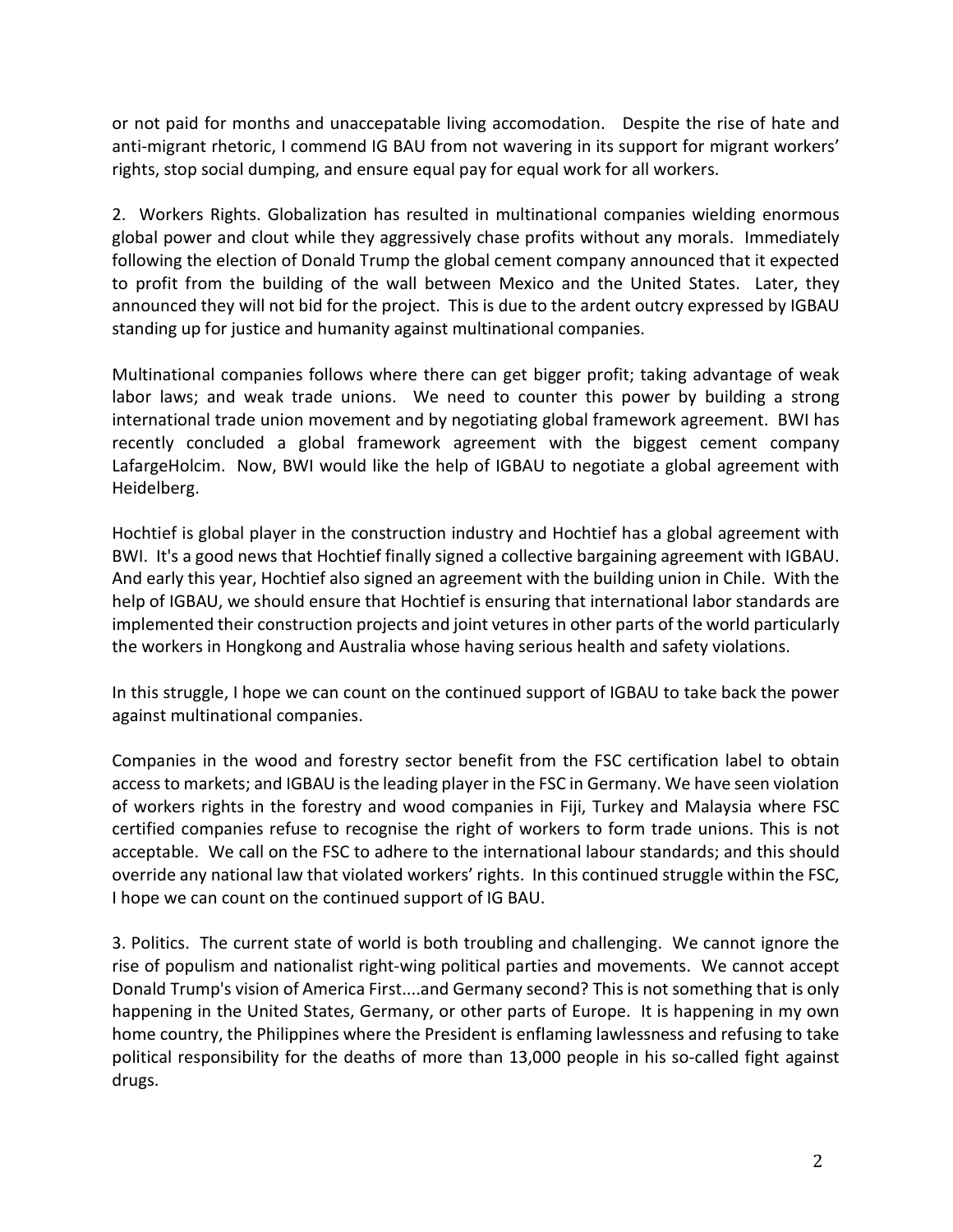or not paid for months and unaccepatable living accomodation. Despite the rise of hate and anti-migrant rhetoric, I commend IG BAU from not wavering in its support for migrant workers' rights, stop social dumping, and ensure equal pay for equal work for all workers.

2. Workers Rights. Globalization has resulted in multinational companies wielding enormous global power and clout while they aggressively chase profits without any morals. Immediately following the election of Donald Trump the global cement company announced that it expected to profit from the building of the wall between Mexico and the United States. Later, they announced they will not bid for the project. This is due to the ardent outcry expressed by IGBAU standing up for justice and humanity against multinational companies.

Multinational companies follows where there can get bigger profit; taking advantage of weak labor laws; and weak trade unions. We need to counter this power by building a strong international trade union movement and by negotiating global framework agreement. BWI has recently concluded a global framework agreement with the biggest cement company LafargeHolcim. Now, BWI would like the help of IGBAU to negotiate a global agreement with Heidelberg.

Hochtief is global player in the construction industry and Hochtief has a global agreement with BWI. It's a good news that Hochtief finally signed a collective bargaining agreement with IGBAU. And early this year, Hochtief also signed an agreement with the building union in Chile. With the help of IGBAU, we should ensure that Hochtief is ensuring that international labor standards are implemented their construction projects and joint vetures in other parts of the world particularly the workers in Hongkong and Australia whose having serious health and safety violations.

In this struggle, I hope we can count on the continued support of IGBAU to take back the power against multinational companies.

Companies in the wood and forestry sector benefit from the FSC certification label to obtain access to markets; and IGBAU is the leading player in the FSC in Germany. We have seen violation of workers rights in the forestry and wood companies in Fiji, Turkey and Malaysia where FSC certified companies refuse to recognise the right of workers to form trade unions. This is not acceptable. We call on the FSC to adhere to the international labour standards; and this should override any national law that violated workers' rights. In this continued struggle within the FSC, I hope we can count on the continued support of IG BAU.

3. Politics. The current state of world is both troubling and challenging. We cannot ignore the rise of populism and nationalist right-wing political parties and movements. We cannot accept Donald Trump's vision of America First....and Germany second? This is not something that is only happening in the United States, Germany, or other parts of Europe. It is happening in my own home country, the Philippines where the President is enflaming lawlessness and refusing to take political responsibility for the deaths of more than 13,000 people in his so-called fight against drugs.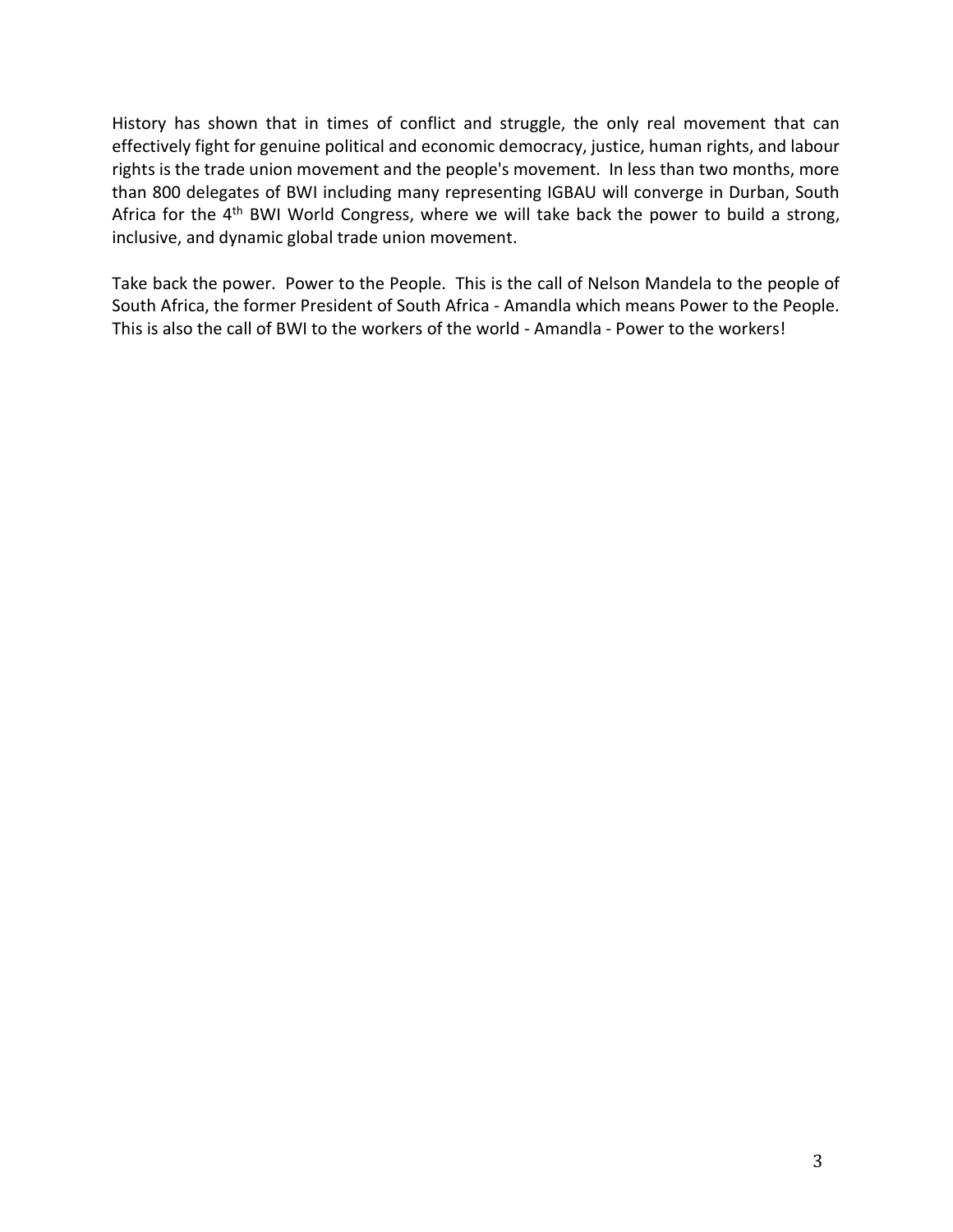History has shown that in times of conflict and struggle, the only real movement that can effectively fight for genuine political and economic democracy, justice, human rights, and labour rights is the trade union movement and the people's movement. In less than two months, more than 800 delegates of BWI including many representing IGBAU will converge in Durban, South Africa for the 4th BWI World Congress, where we will take back the power to build a strong, inclusive, and dynamic global trade union movement.

Take back the power. Power to the People. This is the call of Nelson Mandela to the people of South Africa, the former President of South Africa - Amandla which means Power to the People. This is also the call of BWI to the workers of the world - Amandla - Power to the workers!